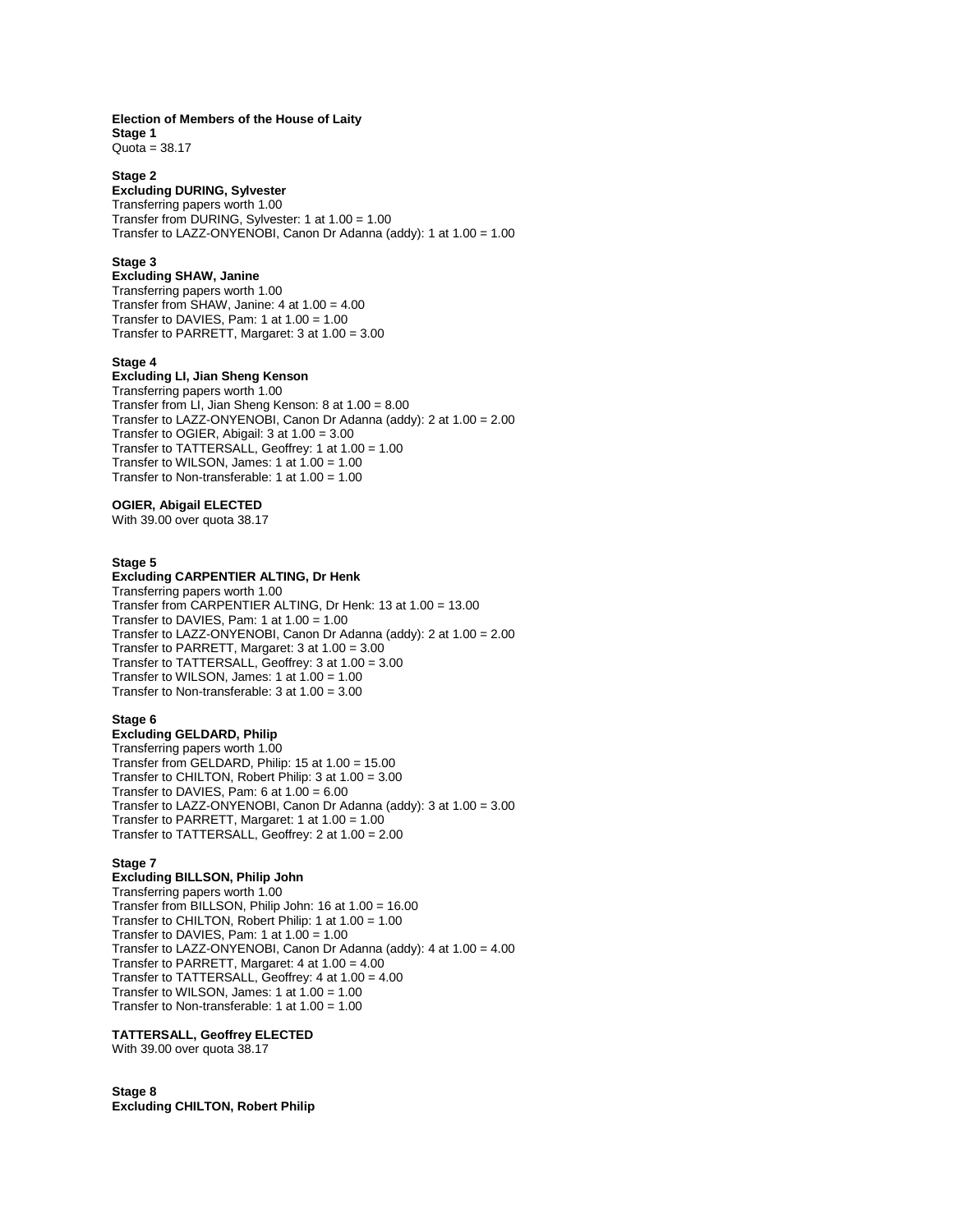**Election of Members of the House of Laity**

**Stage 1**

Quota = 38.17

**Stage 2**

**Excluding DURING, Sylvester**

Transferring papers worth 1.00
Transfer from DURING, Sylvester: 1 at 1.00 = 1.00
Transfer to LAZZ-ONYENOBI, Canon Dr Adanna (addy): 1 at 1.00 = 1.00

**Stage 3**

**Excluding SHAW, Janine**

Transferring papers worth 1.00
Transfer from SHAW, Janine: 4 at 1.00 = 4.00
Transfer to DAVIES, Pam: 1 at 1.00 = 1.00
Transfer to PARRETT, Margaret: 3 at 1.00 = 3.00

**Stage 4**

**Excluding LI, Jian Sheng Kenson**

Transferring papers worth 1.00
Transfer from LI, Jian Sheng Kenson: 8 at 1.00 = 8.00
Transfer to LAZZ-ONYENOBI, Canon Dr Adanna (addy): 2 at 1.00 = 2.00
Transfer to OGIER, Abigail: 3 at 1.00 = 3.00
Transfer to TATTERSALL, Geoffrey: 1 at 1.00 = 1.00
Transfer to WILSON, James: 1 at 1.00 = 1.00
Transfer to Non-transferable: 1 at 1.00 = 1.00

**OGIER, Abigail ELECTED**

With 39.00 over quota 38.17

**Stage 5**

**Excluding CARPENTIER ALTING, Dr Henk**

Transferring papers worth 1.00
Transfer from CARPENTIER ALTING, Dr Henk: 13 at 1.00 = 13.00
Transfer to DAVIES, Pam: 1 at 1.00 = 1.00
Transfer to LAZZ-ONYENOBI, Canon Dr Adanna (addy): 2 at 1.00 = 2.00
Transfer to PARRETT, Margaret: 3 at 1.00 = 3.00
Transfer to TATTERSALL, Geoffrey: 3 at 1.00 = 3.00
Transfer to WILSON, James: 1 at 1.00 = 1.00
Transfer to Non-transferable: 3 at 1.00 = 3.00

**Stage 6**

**Excluding GELDARD, Philip**

Transferring papers worth 1.00
Transfer from GELDARD, Philip: 15 at 1.00 = 15.00
Transfer to CHILTON, Robert Philip: 3 at 1.00 = 3.00
Transfer to DAVIES, Pam: 6 at 1.00 = 6.00
Transfer to LAZZ-ONYENOBI, Canon Dr Adanna (addy): 3 at 1.00 = 3.00
Transfer to PARRETT, Margaret: 1 at 1.00 = 1.00
Transfer to TATTERSALL, Geoffrey: 2 at 1.00 = 2.00

**Stage 7**

**Excluding BILLSON, Philip John**

Transferring papers worth 1.00
Transfer from BILLSON, Philip John: 16 at 1.00 = 16.00
Transfer to CHILTON, Robert Philip: 1 at 1.00 = 1.00
Transfer to DAVIES, Pam: 1 at 1.00 = 1.00
Transfer to LAZZ-ONYENOBI, Canon Dr Adanna (addy): 4 at 1.00 = 4.00
Transfer to PARRETT, Margaret: 4 at 1.00 = 4.00
Transfer to TATTERSALL, Geoffrey: 4 at 1.00 = 4.00
Transfer to WILSON, James: 1 at 1.00 = 1.00
Transfer to Non-transferable: 1 at 1.00 = 1.00

**TATTERSALL, Geoffrey ELECTED**

With 39.00 over quota 38.17

**Stage 8**

**Excluding CHILTON, Robert Philip**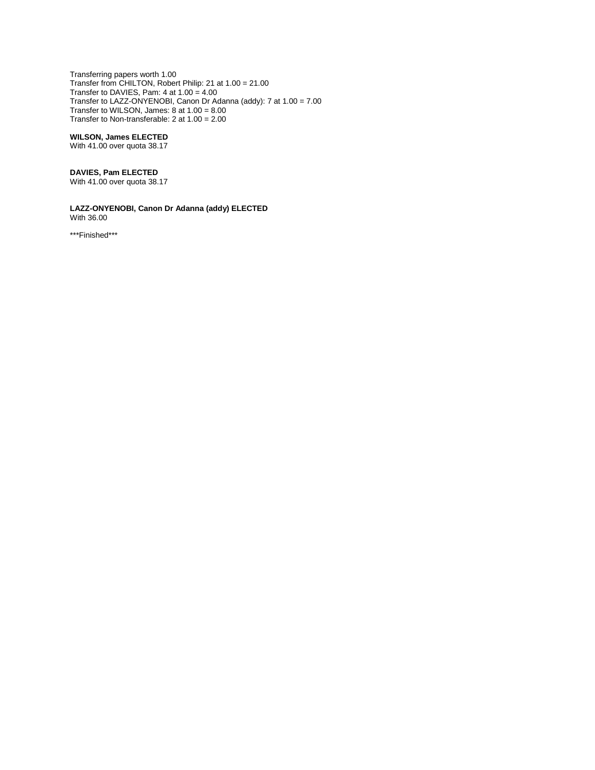Transferring papers worth 1.00
Transfer from CHILTON, Robert Philip: 21 at 1.00 = 21.00
Transfer to DAVIES, Pam: 4 at 1.00 = 4.00
Transfer to LAZZ-ONYENOBI, Canon Dr Adanna (addy): 7 at 1.00 = 7.00
Transfer to WILSON, James: 8 at 1.00 = 8.00
Transfer to Non-transferable: 2 at 1.00 = 2.00

**WILSON, James ELECTED**
With 41.00 over quota 38.17

**DAVIES, Pam ELECTED**
With 41.00 over quota 38.17

**LAZZ-ONYENOBI, Canon Dr Adanna (addy) ELECTED**
With 36.00

***Finished***